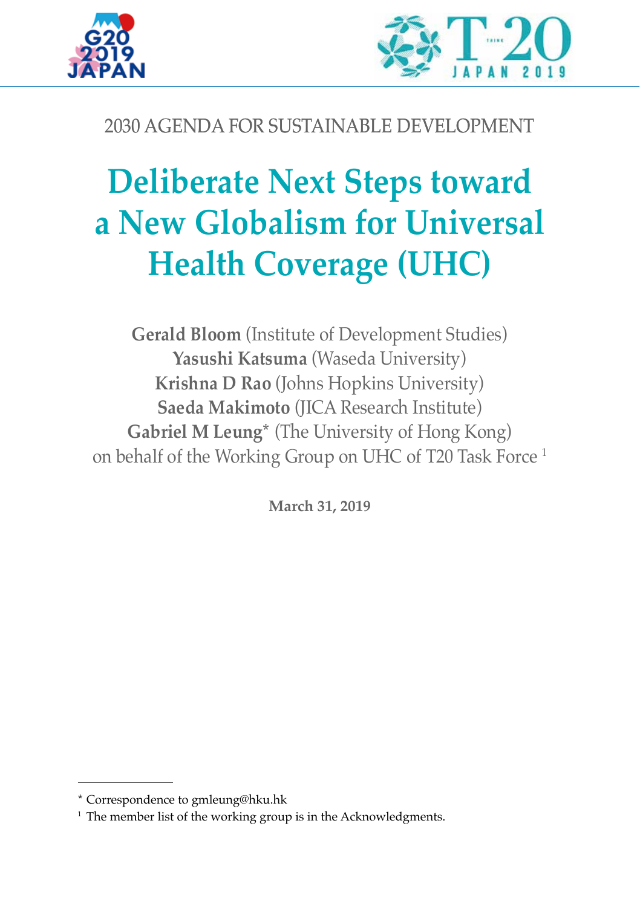2030 AGENDA FOR SUSTAINABLE DEVELOPMENT

# Deliberate Next Steps toward a New Globalism for Universal Health Coverage (UHC)

**Gerald Bloom** (Institute of Development Studies)
**Yasushi Katsuma** (Waseda University)
**Krishna D Rao** (Johns Hopkins University)
**Saeda Makimoto** (JICA Research Institute)
**Gabriel M Leung*** (The University of Hong Kong)
on behalf of the Working Group on UHC of T20 Task Force [1]

**March 31, 2019**

---

* Correspondence to gmleung@hku.hk

[1] The member list of the working group is in the Acknowledgments.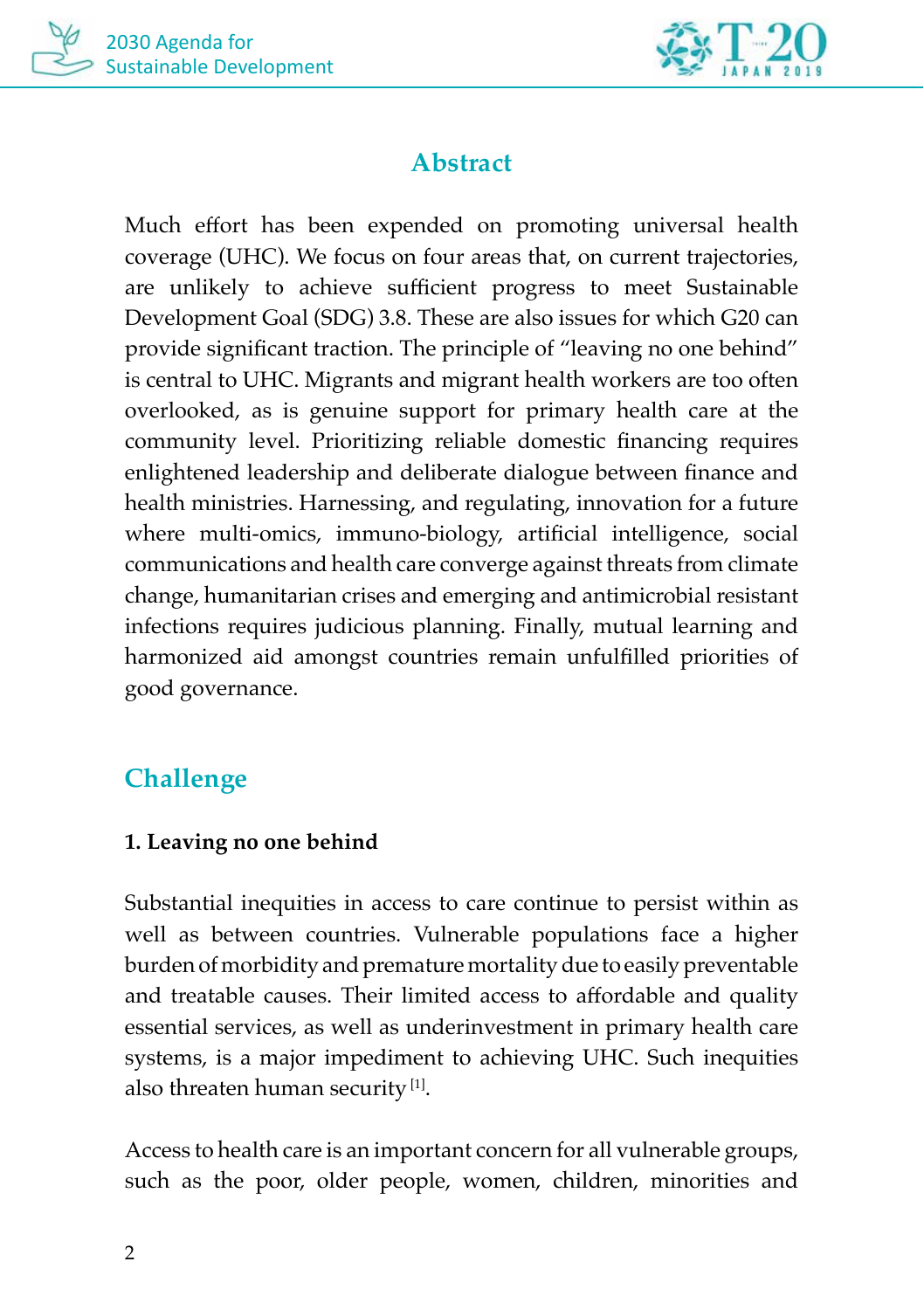## Abstract

Much effort has been expended on promoting universal health coverage (UHC). We focus on four areas that, on current trajectories, are unlikely to achieve sufficient progress to meet Sustainable Development Goal (SDG) 3.8. These are also issues for which G20 can provide significant traction. The principle of "leaving no one behind" is central to UHC. Migrants and migrant health workers are too often overlooked, as is genuine support for primary health care at the community level. Prioritizing reliable domestic financing requires enlightened leadership and deliberate dialogue between finance and health ministries. Harnessing, and regulating, innovation for a future where multi-omics, immuno-biology, artificial intelligence, social communications and health care converge against threats from climate change, humanitarian crises and emerging and antimicrobial resistant infections requires judicious planning. Finally, mutual learning and harmonized aid amongst countries remain unfulfilled priorities of good governance.

## Challenge

### 1. Leaving no one behind

Substantial inequities in access to care continue to persist within as well as between countries. Vulnerable populations face a higher burden of morbidity and premature mortality due to easily preventable and treatable causes. Their limited access to affordable and quality essential services, as well as underinvestment in primary health care systems, is a major impediment to achieving UHC. Such inequities also threaten human security [1].

Access to health care is an important concern for all vulnerable groups, such as the poor, older people, women, children, minorities and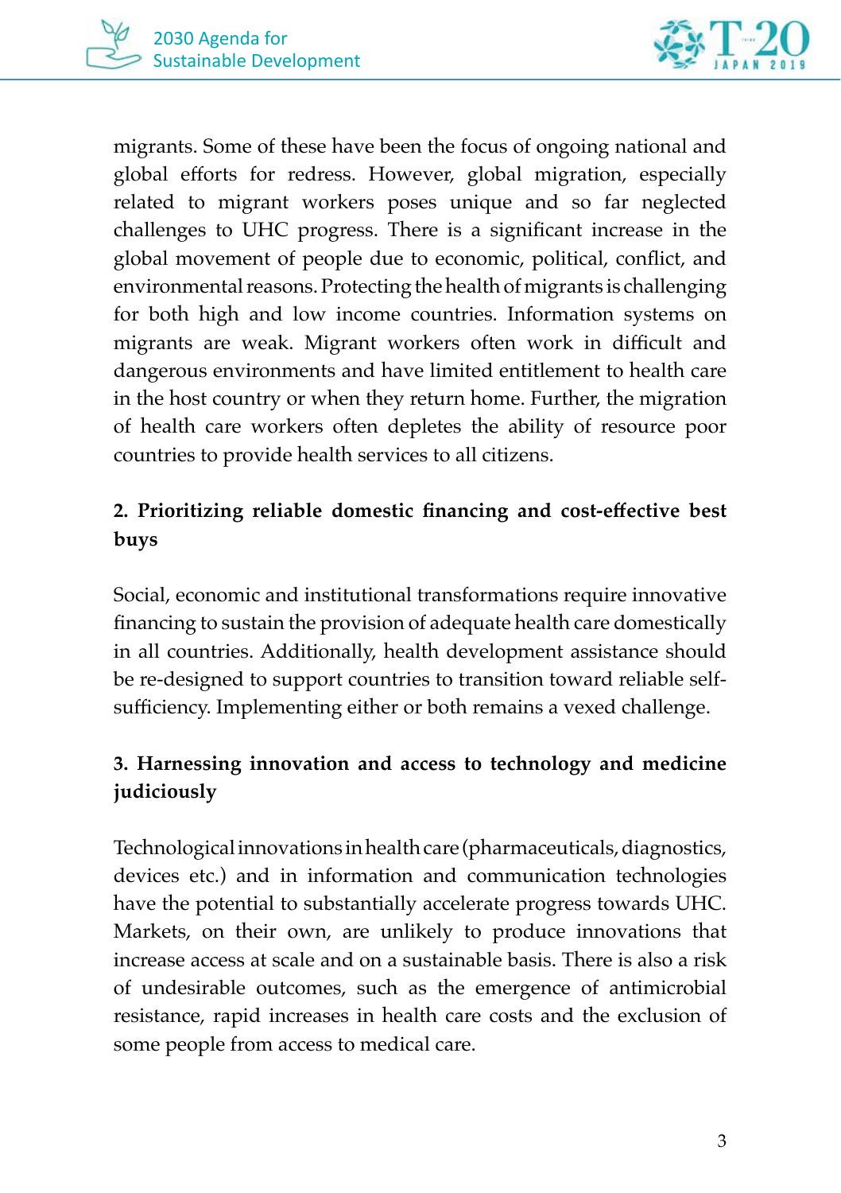migrants. Some of these have been the focus of ongoing national and global efforts for redress. However, global migration, especially related to migrant workers poses unique and so far neglected challenges to UHC progress. There is a significant increase in the global movement of people due to economic, political, conflict, and environmental reasons. Protecting the health of migrants is challenging for both high and low income countries. Information systems on migrants are weak. Migrant workers often work in difficult and dangerous environments and have limited entitlement to health care in the host country or when they return home. Further, the migration of health care workers often depletes the ability of resource poor countries to provide health services to all citizens.

### 2. Prioritizing reliable domestic financing and cost-effective best buys

Social, economic and institutional transformations require innovative financing to sustain the provision of adequate health care domestically in all countries. Additionally, health development assistance should be re-designed to support countries to transition toward reliable self-sufficiency. Implementing either or both remains a vexed challenge.

### 3. Harnessing innovation and access to technology and medicine judiciously

Technological innovations in health care (pharmaceuticals, diagnostics, devices etc.) and in information and communication technologies have the potential to substantially accelerate progress towards UHC. Markets, on their own, are unlikely to produce innovations that increase access at scale and on a sustainable basis. There is also a risk of undesirable outcomes, such as the emergence of antimicrobial resistance, rapid increases in health care costs and the exclusion of some people from access to medical care.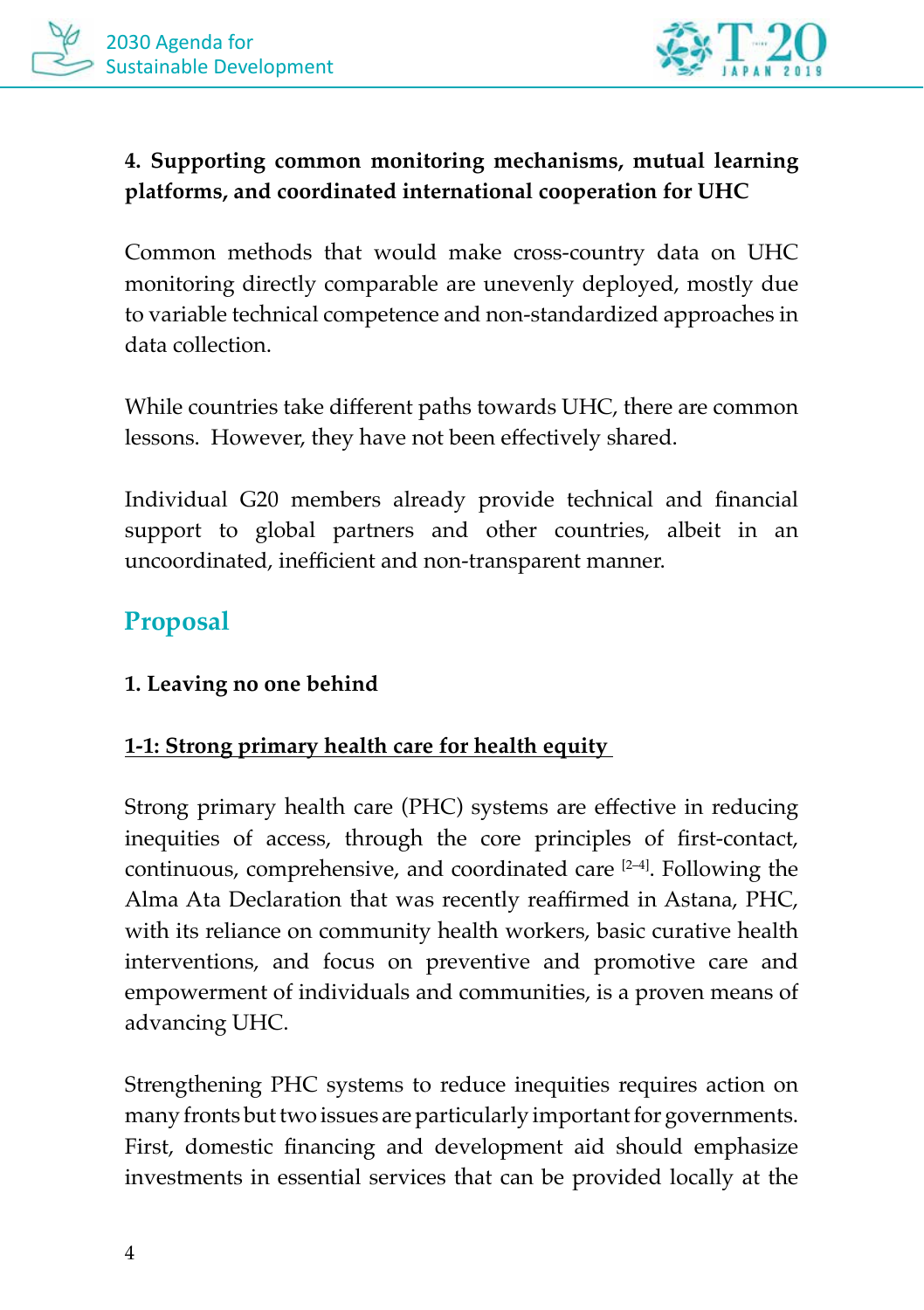**4. Supporting common monitoring mechanisms, mutual learning platforms, and coordinated international cooperation for UHC**

Common methods that would make cross-country data on UHC monitoring directly comparable are unevenly deployed, mostly due to variable technical competence and non-standardized approaches in data collection.

While countries take different paths towards UHC, there are common lessons. However, they have not been effectively shared.

Individual G20 members already provide technical and financial support to global partners and other countries, albeit in an uncoordinated, inefficient and non-transparent manner.

## Proposal

**1. Leaving no one behind**

**1-1: Strong primary health care for health equity**

Strong primary health care (PHC) systems are effective in reducing inequities of access, through the core principles of first-contact, continuous, comprehensive, and coordinated care [2–4]. Following the Alma Ata Declaration that was recently reaffirmed in Astana, PHC, with its reliance on community health workers, basic curative health interventions, and focus on preventive and promotive care and empowerment of individuals and communities, is a proven means of advancing UHC.

Strengthening PHC systems to reduce inequities requires action on many fronts but two issues are particularly important for governments. First, domestic financing and development aid should emphasize investments in essential services that can be provided locally at the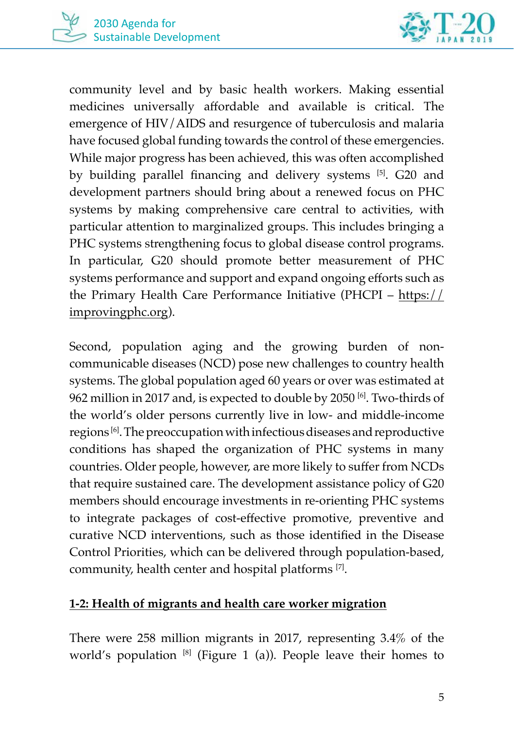community level and by basic health workers. Making essential medicines universally affordable and available is critical. The emergence of HIV/AIDS and resurgence of tuberculosis and malaria have focused global funding towards the control of these emergencies. While major progress has been achieved, this was often accomplished by building parallel financing and delivery systems [5]. G20 and development partners should bring about a renewed focus on PHC systems by making comprehensive care central to activities, with particular attention to marginalized groups. This includes bringing a PHC systems strengthening focus to global disease control programs. In particular, G20 should promote better measurement of PHC systems performance and support and expand ongoing efforts such as the Primary Health Care Performance Initiative (PHCPI – https://improvingphc.org).

Second, population aging and the growing burden of non-communicable diseases (NCD) pose new challenges to country health systems. The global population aged 60 years or over was estimated at 962 million in 2017 and, is expected to double by 2050 [6]. Two-thirds of the world's older persons currently live in low- and middle-income regions [6]. The preoccupation with infectious diseases and reproductive conditions has shaped the organization of PHC systems in many countries. Older people, however, are more likely to suffer from NCDs that require sustained care. The development assistance policy of G20 members should encourage investments in re-orienting PHC systems to integrate packages of cost-effective promotive, preventive and curative NCD interventions, such as those identified in the Disease Control Priorities, which can be delivered through population-based, community, health center and hospital platforms [7].

**1-2: Health of migrants and health care worker migration**

There were 258 million migrants in 2017, representing 3.4% of the world's population [8] (Figure 1 (a)). People leave their homes to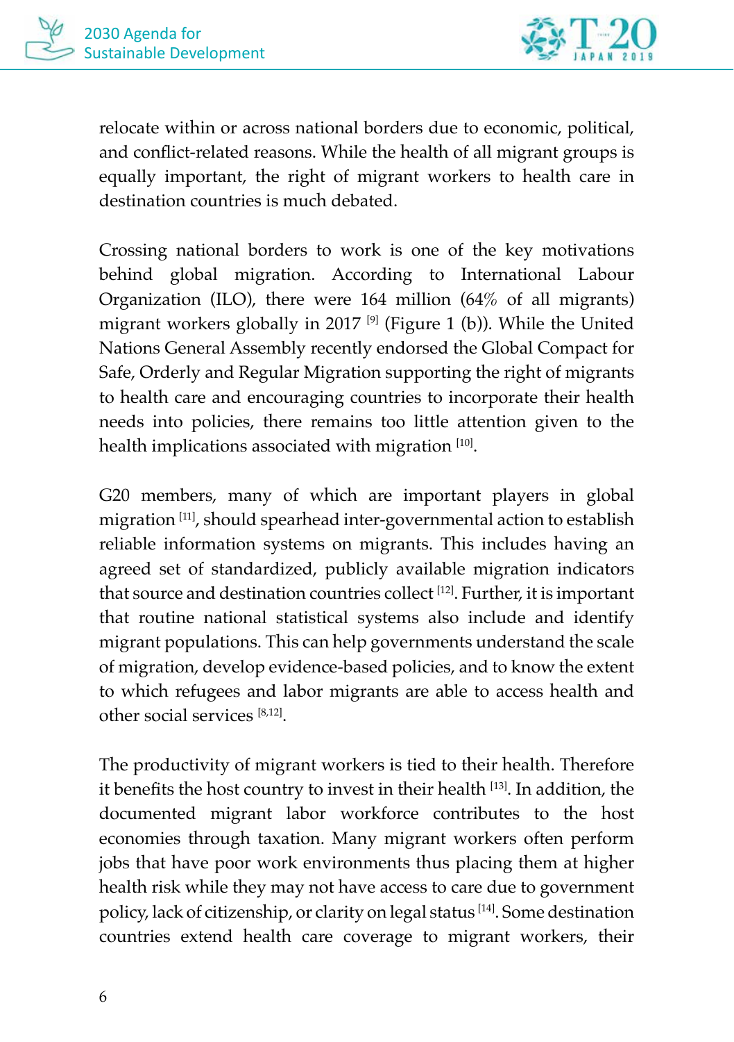relocate within or across national borders due to economic, political, and conflict-related reasons. While the health of all migrant groups is equally important, the right of migrant workers to health care in destination countries is much debated.

Crossing national borders to work is one of the key motivations behind global migration. According to International Labour Organization (ILO), there were 164 million (64% of all migrants) migrant workers globally in 2017 [9] (Figure 1 (b)). While the United Nations General Assembly recently endorsed the Global Compact for Safe, Orderly and Regular Migration supporting the right of migrants to health care and encouraging countries to incorporate their health needs into policies, there remains too little attention given to the health implications associated with migration [10].

G20 members, many of which are important players in global migration [11], should spearhead inter-governmental action to establish reliable information systems on migrants. This includes having an agreed set of standardized, publicly available migration indicators that source and destination countries collect [12]. Further, it is important that routine national statistical systems also include and identify migrant populations. This can help governments understand the scale of migration, develop evidence-based policies, and to know the extent to which refugees and labor migrants are able to access health and other social services [8,12].

The productivity of migrant workers is tied to their health. Therefore it benefits the host country to invest in their health [13]. In addition, the documented migrant labor workforce contributes to the host economies through taxation. Many migrant workers often perform jobs that have poor work environments thus placing them at higher health risk while they may not have access to care due to government policy, lack of citizenship, or clarity on legal status [14]. Some destination countries extend health care coverage to migrant workers, their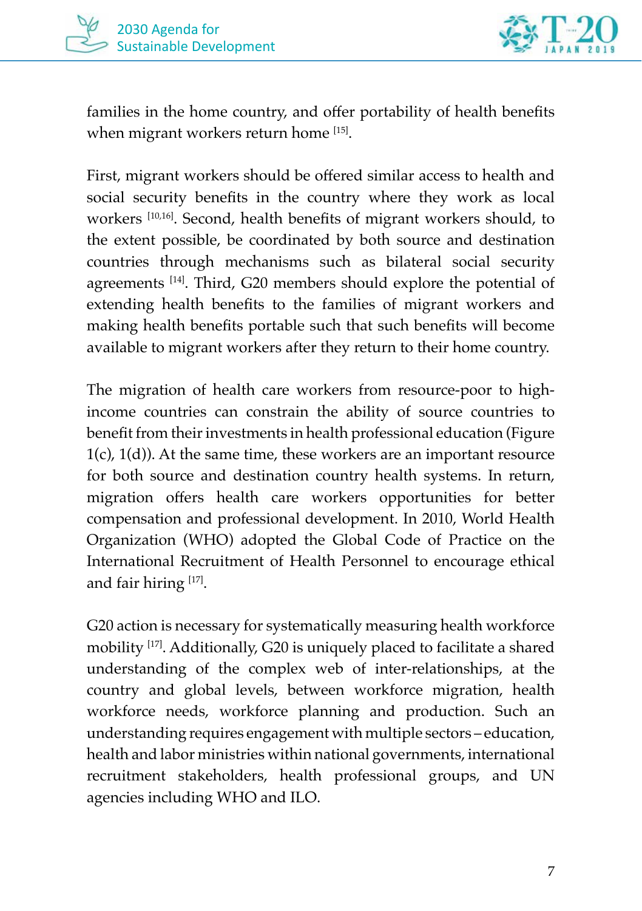families in the home country, and offer portability of health benefits when migrant workers return home [15].

First, migrant workers should be offered similar access to health and social security benefits in the country where they work as local workers [10,16]. Second, health benefits of migrant workers should, to the extent possible, be coordinated by both source and destination countries through mechanisms such as bilateral social security agreements [14]. Third, G20 members should explore the potential of extending health benefits to the families of migrant workers and making health benefits portable such that such benefits will become available to migrant workers after they return to their home country.

The migration of health care workers from resource-poor to high-income countries can constrain the ability of source countries to benefit from their investments in health professional education (Figure 1(c), 1(d)). At the same time, these workers are an important resource for both source and destination country health systems. In return, migration offers health care workers opportunities for better compensation and professional development. In 2010, World Health Organization (WHO) adopted the Global Code of Practice on the International Recruitment of Health Personnel to encourage ethical and fair hiring [17].

G20 action is necessary for systematically measuring health workforce mobility [17]. Additionally, G20 is uniquely placed to facilitate a shared understanding of the complex web of inter-relationships, at the country and global levels, between workforce migration, health workforce needs, workforce planning and production. Such an understanding requires engagement with multiple sectors – education, health and labor ministries within national governments, international recruitment stakeholders, health professional groups, and UN agencies including WHO and ILO.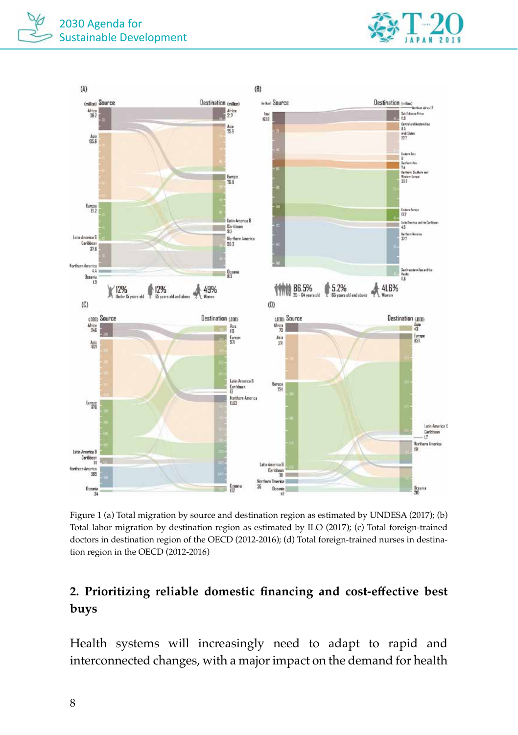Figure 1 (a) Total migration by source and destination region as estimated by UNDESA (2017); (b) Total labor migration by destination region as estimated by ILO (2017); (c) Total foreign-trained doctors in destination region of the OECD (2012-2016); (d) Total foreign-trained nurses in destination region in the OECD (2012-2016)

## 2. Prioritizing reliable domestic financing and cost-effective best buys

Health systems will increasingly need to adapt to rapid and interconnected changes, with a major impact on the demand for health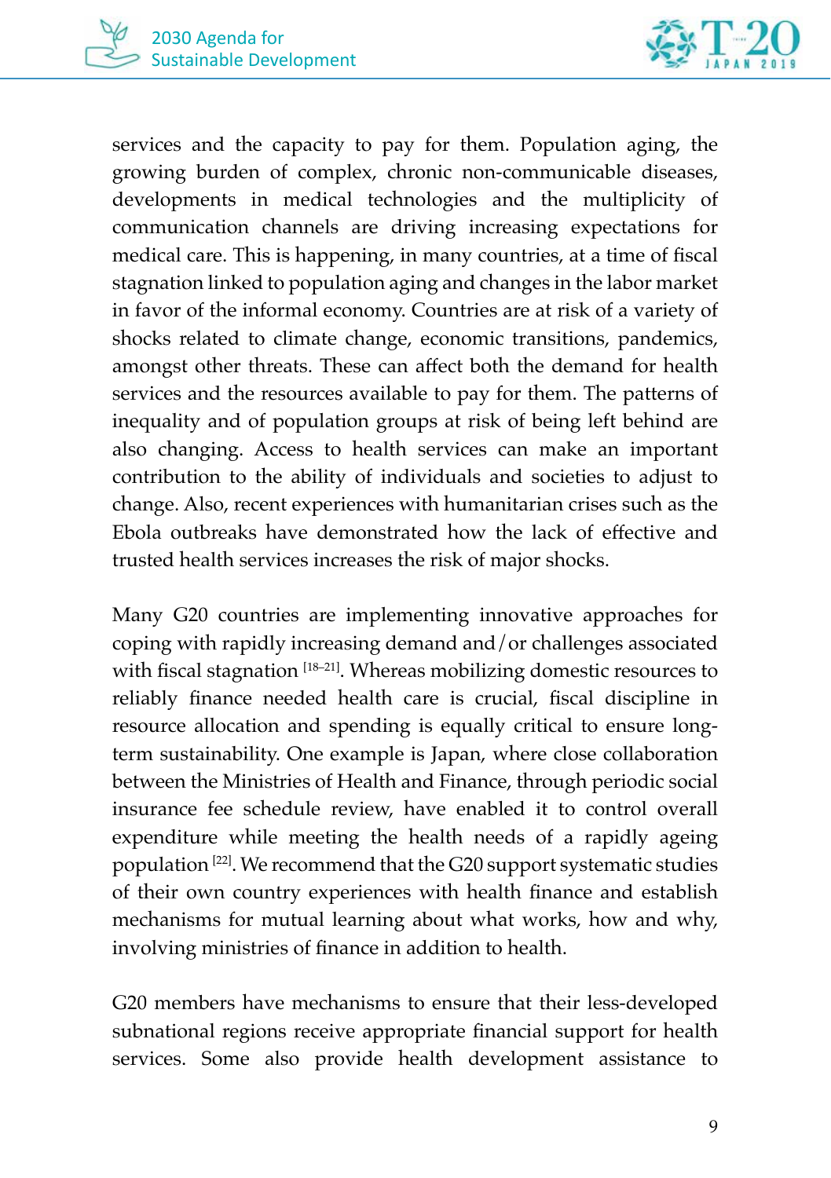services and the capacity to pay for them. Population aging, the growing burden of complex, chronic non-communicable diseases, developments in medical technologies and the multiplicity of communication channels are driving increasing expectations for medical care. This is happening, in many countries, at a time of fiscal stagnation linked to population aging and changes in the labor market in favor of the informal economy. Countries are at risk of a variety of shocks related to climate change, economic transitions, pandemics, amongst other threats. These can affect both the demand for health services and the resources available to pay for them. The patterns of inequality and of population groups at risk of being left behind are also changing. Access to health services can make an important contribution to the ability of individuals and societies to adjust to change. Also, recent experiences with humanitarian crises such as the Ebola outbreaks have demonstrated how the lack of effective and trusted health services increases the risk of major shocks.

Many G20 countries are implementing innovative approaches for coping with rapidly increasing demand and/or challenges associated with fiscal stagnation [18–21]. Whereas mobilizing domestic resources to reliably finance needed health care is crucial, fiscal discipline in resource allocation and spending is equally critical to ensure long-term sustainability. One example is Japan, where close collaboration between the Ministries of Health and Finance, through periodic social insurance fee schedule review, have enabled it to control overall expenditure while meeting the health needs of a rapidly ageing population [22]. We recommend that the G20 support systematic studies of their own country experiences with health finance and establish mechanisms for mutual learning about what works, how and why, involving ministries of finance in addition to health.

G20 members have mechanisms to ensure that their less-developed subnational regions receive appropriate financial support for health services. Some also provide health development assistance to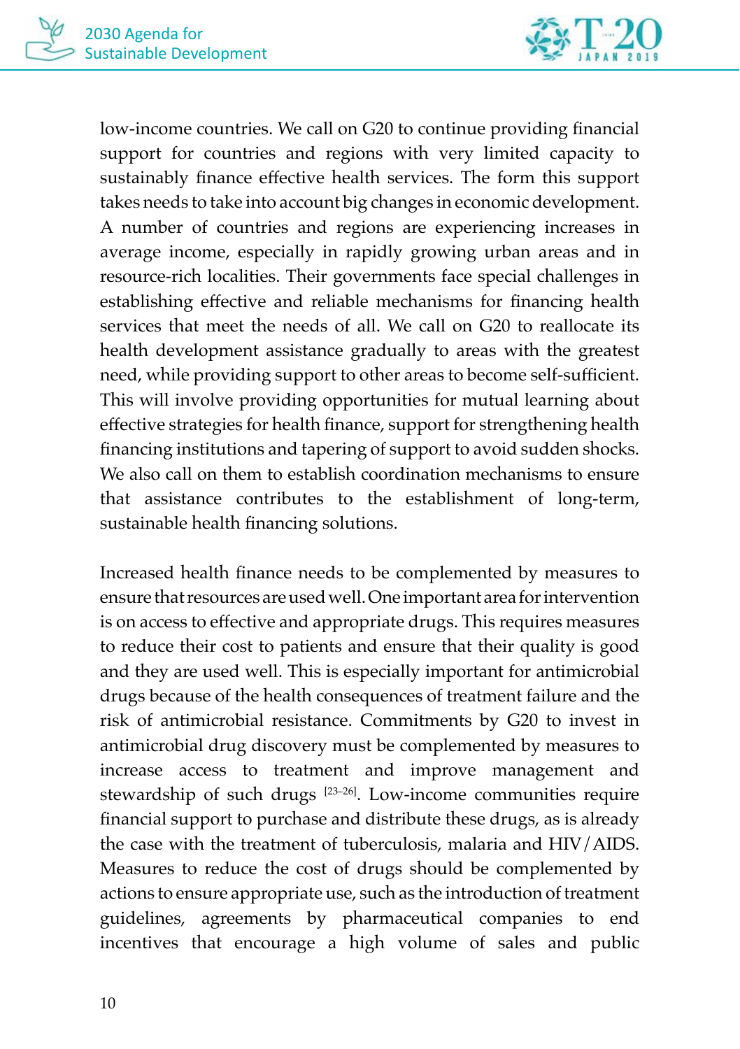low-income countries. We call on G20 to continue providing financial support for countries and regions with very limited capacity to sustainably finance effective health services. The form this support takes needs to take into account big changes in economic development. A number of countries and regions are experiencing increases in average income, especially in rapidly growing urban areas and in resource-rich localities. Their governments face special challenges in establishing effective and reliable mechanisms for financing health services that meet the needs of all. We call on G20 to reallocate its health development assistance gradually to areas with the greatest need, while providing support to other areas to become self-sufficient. This will involve providing opportunities for mutual learning about effective strategies for health finance, support for strengthening health financing institutions and tapering of support to avoid sudden shocks. We also call on them to establish coordination mechanisms to ensure that assistance contributes to the establishment of long-term, sustainable health financing solutions.

Increased health finance needs to be complemented by measures to ensure that resources are used well. One important area for intervention is on access to effective and appropriate drugs. This requires measures to reduce their cost to patients and ensure that their quality is good and they are used well. This is especially important for antimicrobial drugs because of the health consequences of treatment failure and the risk of antimicrobial resistance. Commitments by G20 to invest in antimicrobial drug discovery must be complemented by measures to increase access to treatment and improve management and stewardship of such drugs [23–26]. Low-income communities require financial support to purchase and distribute these drugs, as is already the case with the treatment of tuberculosis, malaria and HIV/AIDS. Measures to reduce the cost of drugs should be complemented by actions to ensure appropriate use, such as the introduction of treatment guidelines, agreements by pharmaceutical companies to end incentives that encourage a high volume of sales and public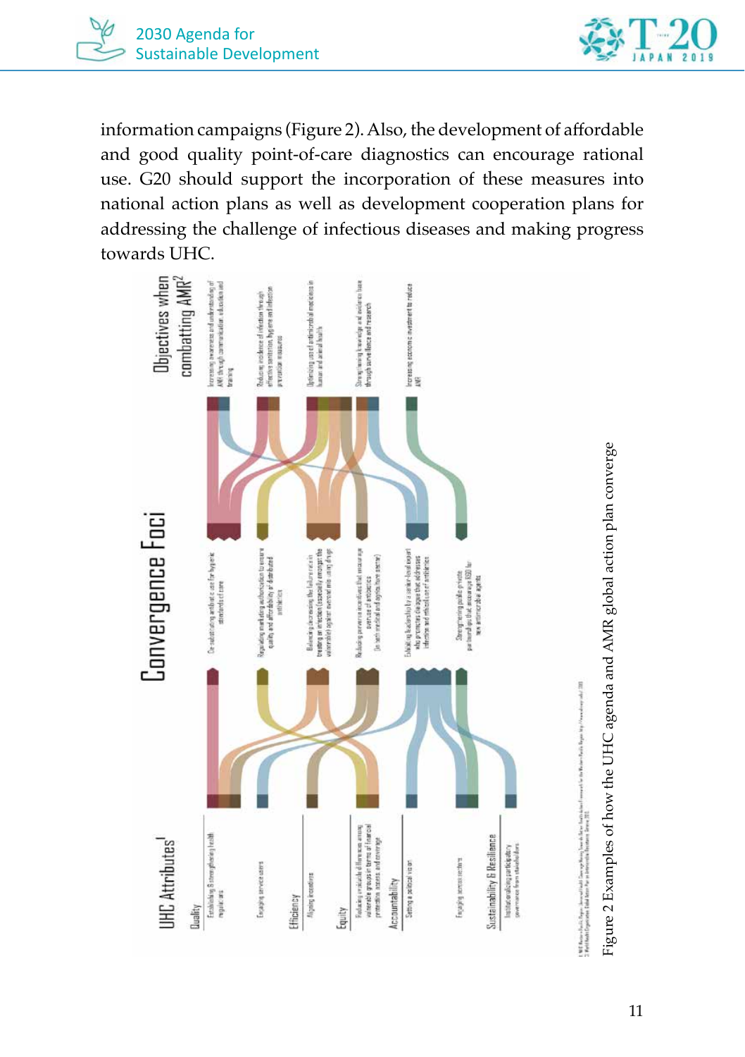information campaigns (Figure 2). Also, the development of affordable and good quality point-of-care diagnostics can encourage rational use. G20 should support the incorporation of these measures into national action plans as well as development cooperation plans for addressing the challenge of infectious diseases and making progress towards UHC.

Figure 2 Examples of how the UHC agenda and AMR global action plan converge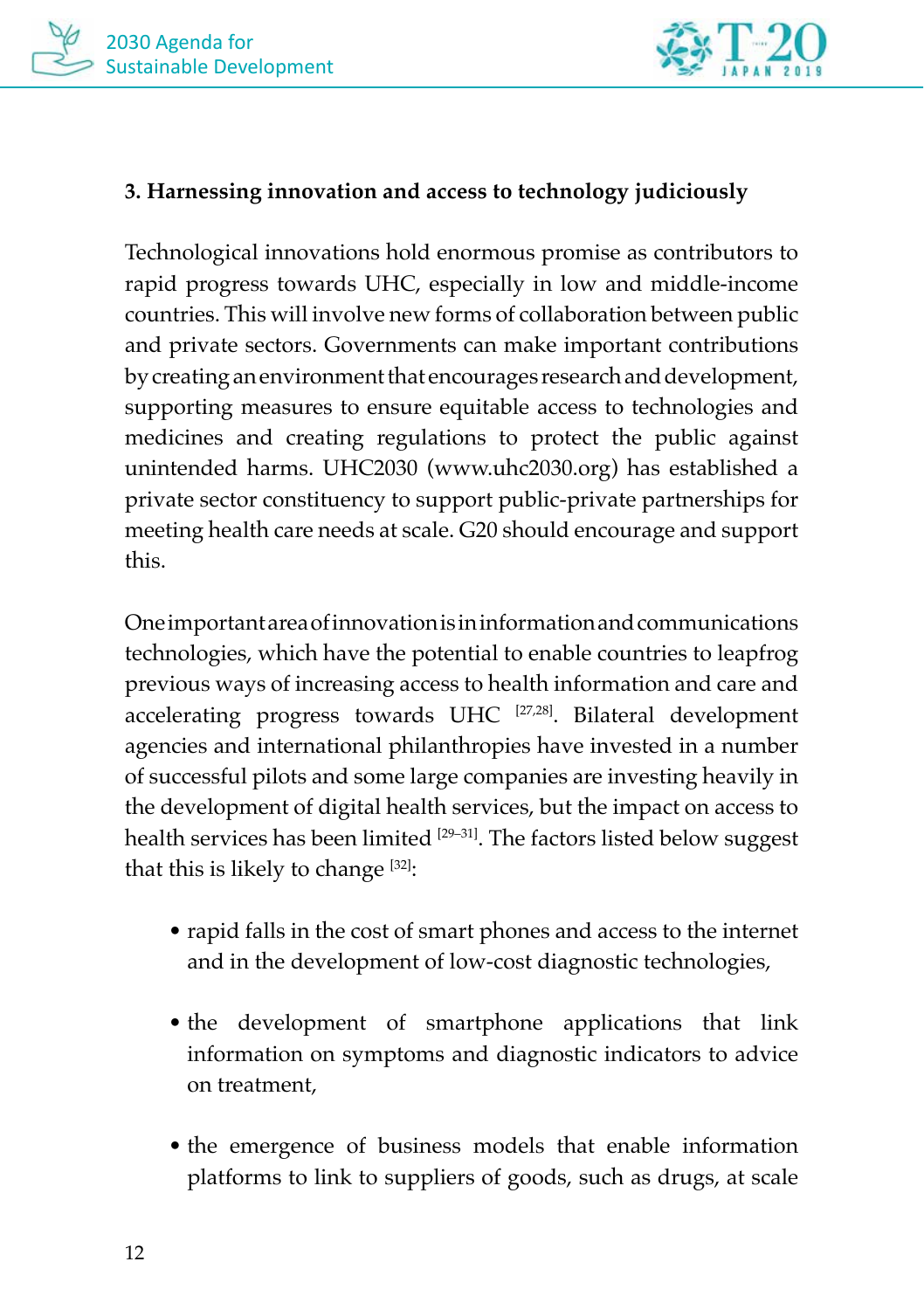### 3. Harnessing innovation and access to technology judiciously

Technological innovations hold enormous promise as contributors to rapid progress towards UHC, especially in low and middle-income countries. This will involve new forms of collaboration between public and private sectors. Governments can make important contributions by creating an environment that encourages research and development, supporting measures to ensure equitable access to technologies and medicines and creating regulations to protect the public against unintended harms. UHC2030 (www.uhc2030.org) has established a private sector constituency to support public-private partnerships for meeting health care needs at scale. G20 should encourage and support this.

One important area of innovation is in information and communications technologies, which have the potential to enable countries to leapfrog previous ways of increasing access to health information and care and accelerating progress towards UHC [27,28]. Bilateral development agencies and international philanthropies have invested in a number of successful pilots and some large companies are investing heavily in the development of digital health services, but the impact on access to health services has been limited [29–31]. The factors listed below suggest that this is likely to change [32]:

- rapid falls in the cost of smart phones and access to the internet and in the development of low-cost diagnostic technologies,
- the development of smartphone applications that link information on symptoms and diagnostic indicators to advice on treatment,
- the emergence of business models that enable information platforms to link to suppliers of goods, such as drugs, at scale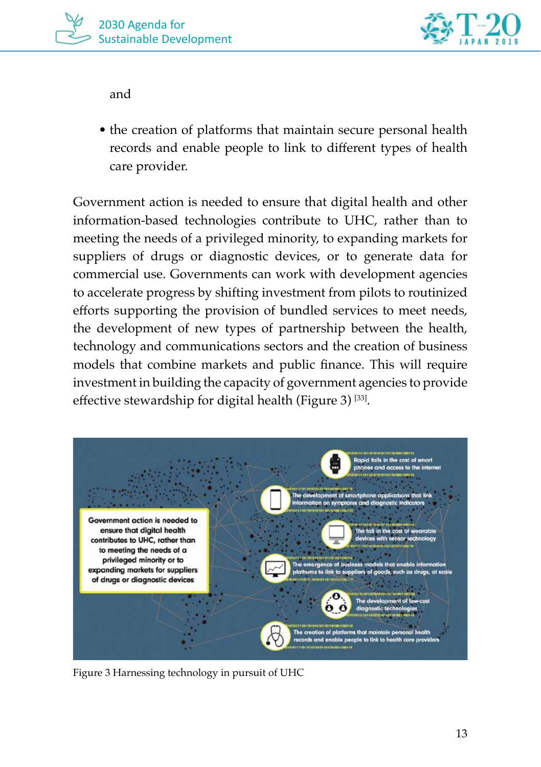and

- the creation of platforms that maintain secure personal health records and enable people to link to different types of health care provider.

Government action is needed to ensure that digital health and other information-based technologies contribute to UHC, rather than to meeting the needs of a privileged minority, to expanding markets for suppliers of drugs or diagnostic devices, or to generate data for commercial use. Governments can work with development agencies to accelerate progress by shifting investment from pilots to routinized efforts supporting the provision of bundled services to meet needs, the development of new types of partnership between the health, technology and communications sectors and the creation of business models that combine markets and public finance. This will require investment in building the capacity of government agencies to provide effective stewardship for digital health (Figure 3) [33].

Government action is needed to ensure that digital health contributes to UHC, rather than to meeting the needs of a privileged minority or to expanding markets for suppliers of drugs or diagnostic devices

- Rapid falls in the cost of smart phones and access to the internet
- The development of smartphone applications that link information on symptoms and diagnostic indicators
- The fall in the cost of wearable devices with sensor technology
- The emergence of business models that enable information platforms to link to suppliers of goods, such as drugs, at scale
- The development of low-cost diagnostic technologies
- The creation of platforms that maintain personal health records and enable people to link to health care providers

Figure 3 Harnessing technology in pursuit of UHC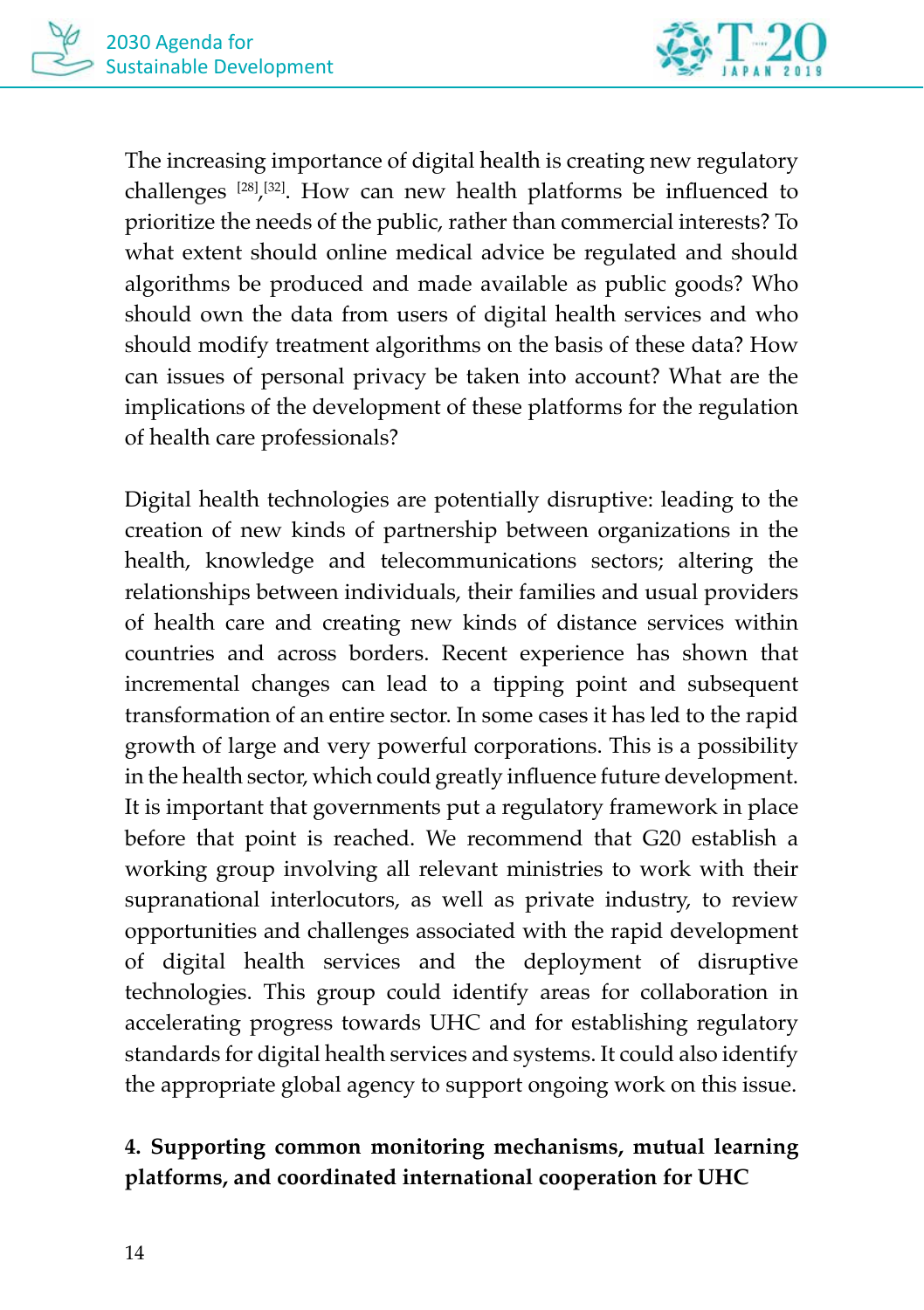The increasing importance of digital health is creating new regulatory challenges [28],[32]. How can new health platforms be influenced to prioritize the needs of the public, rather than commercial interests? To what extent should online medical advice be regulated and should algorithms be produced and made available as public goods? Who should own the data from users of digital health services and who should modify treatment algorithms on the basis of these data? How can issues of personal privacy be taken into account? What are the implications of the development of these platforms for the regulation of health care professionals?

Digital health technologies are potentially disruptive: leading to the creation of new kinds of partnership between organizations in the health, knowledge and telecommunications sectors; altering the relationships between individuals, their families and usual providers of health care and creating new kinds of distance services within countries and across borders. Recent experience has shown that incremental changes can lead to a tipping point and subsequent transformation of an entire sector. In some cases it has led to the rapid growth of large and very powerful corporations. This is a possibility in the health sector, which could greatly influence future development. It is important that governments put a regulatory framework in place before that point is reached. We recommend that G20 establish a working group involving all relevant ministries to work with their supranational interlocutors, as well as private industry, to review opportunities and challenges associated with the rapid development of digital health services and the deployment of disruptive technologies. This group could identify areas for collaboration in accelerating progress towards UHC and for establishing regulatory standards for digital health services and systems. It could also identify the appropriate global agency to support ongoing work on this issue.

**4. Supporting common monitoring mechanisms, mutual learning platforms, and coordinated international cooperation for UHC**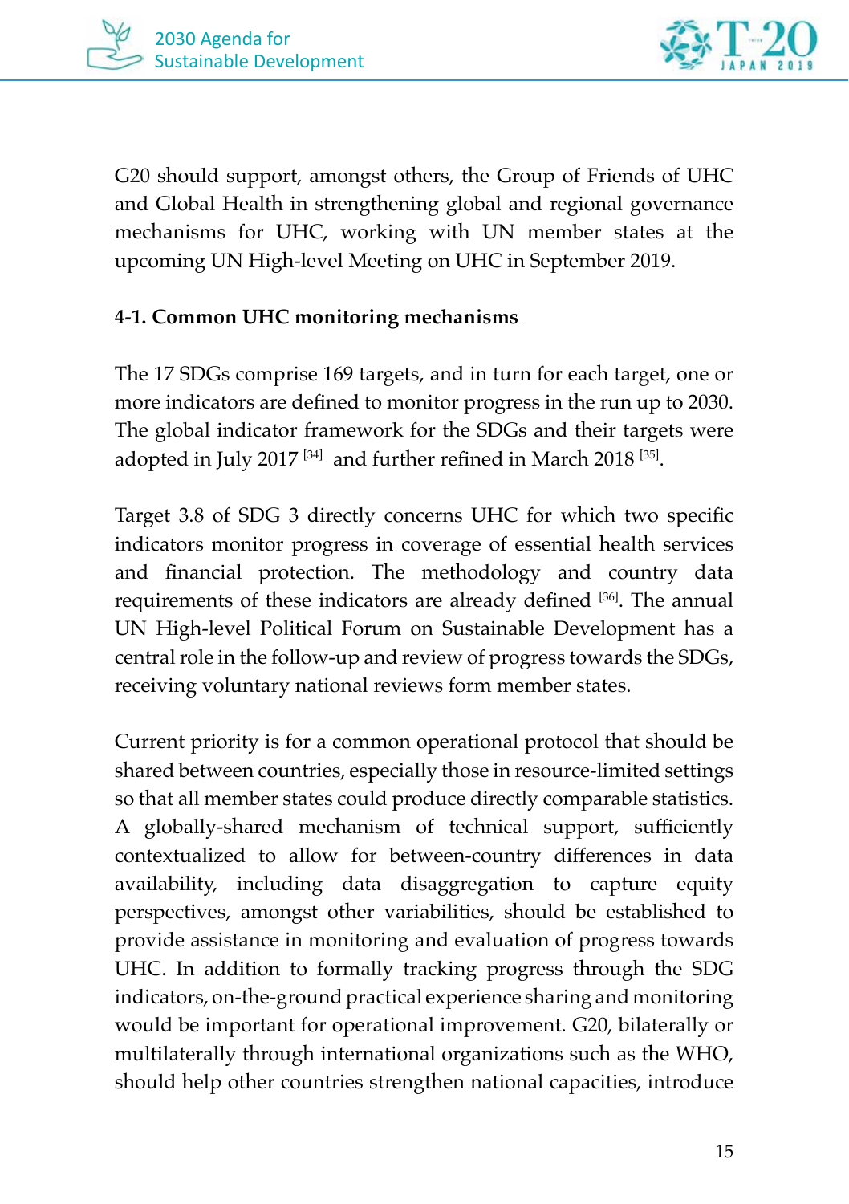G20 should support, amongst others, the Group of Friends of UHC and Global Health in strengthening global and regional governance mechanisms for UHC, working with UN member states at the upcoming UN High-level Meeting on UHC in September 2019.

### 4-1. Common UHC monitoring mechanisms

The 17 SDGs comprise 169 targets, and in turn for each target, one or more indicators are defined to monitor progress in the run up to 2030. The global indicator framework for the SDGs and their targets were adopted in July 2017 [34] and further refined in March 2018 [35].

Target 3.8 of SDG 3 directly concerns UHC for which two specific indicators monitor progress in coverage of essential health services and financial protection. The methodology and country data requirements of these indicators are already defined [36]. The annual UN High-level Political Forum on Sustainable Development has a central role in the follow-up and review of progress towards the SDGs, receiving voluntary national reviews form member states.

Current priority is for a common operational protocol that should be shared between countries, especially those in resource-limited settings so that all member states could produce directly comparable statistics. A globally-shared mechanism of technical support, sufficiently contextualized to allow for between-country differences in data availability, including data disaggregation to capture equity perspectives, amongst other variabilities, should be established to provide assistance in monitoring and evaluation of progress towards UHC. In addition to formally tracking progress through the SDG indicators, on-the-ground practical experience sharing and monitoring would be important for operational improvement. G20, bilaterally or multilaterally through international organizations such as the WHO, should help other countries strengthen national capacities, introduce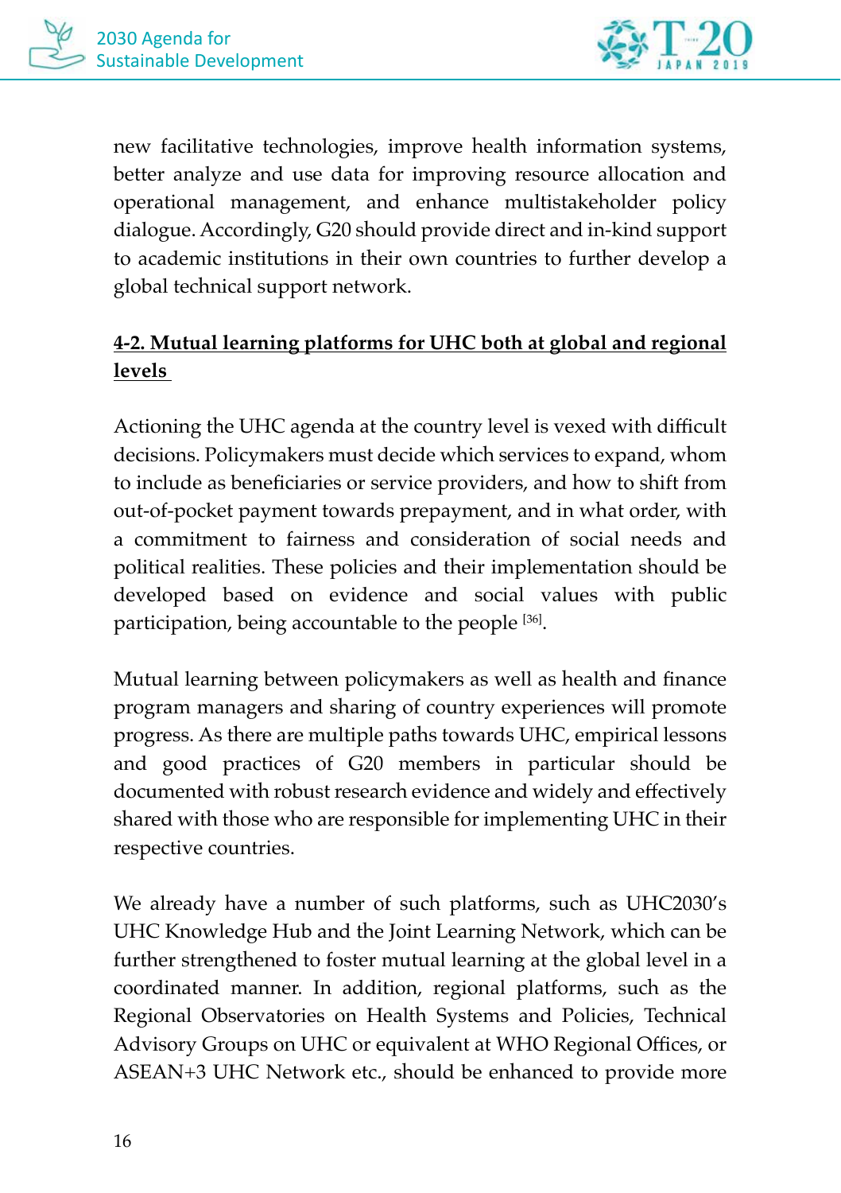new facilitative technologies, improve health information systems, better analyze and use data for improving resource allocation and operational management, and enhance multistakeholder policy dialogue. Accordingly, G20 should provide direct and in-kind support to academic institutions in their own countries to further develop a global technical support network.

### 4-2. Mutual learning platforms for UHC both at global and regional levels

Actioning the UHC agenda at the country level is vexed with difficult decisions. Policymakers must decide which services to expand, whom to include as beneficiaries or service providers, and how to shift from out-of-pocket payment towards prepayment, and in what order, with a commitment to fairness and consideration of social needs and political realities. These policies and their implementation should be developed based on evidence and social values with public participation, being accountable to the people [36].

Mutual learning between policymakers as well as health and finance program managers and sharing of country experiences will promote progress. As there are multiple paths towards UHC, empirical lessons and good practices of G20 members in particular should be documented with robust research evidence and widely and effectively shared with those who are responsible for implementing UHC in their respective countries.

We already have a number of such platforms, such as UHC2030's UHC Knowledge Hub and the Joint Learning Network, which can be further strengthened to foster mutual learning at the global level in a coordinated manner. In addition, regional platforms, such as the Regional Observatories on Health Systems and Policies, Technical Advisory Groups on UHC or equivalent at WHO Regional Offices, or ASEAN+3 UHC Network etc., should be enhanced to provide more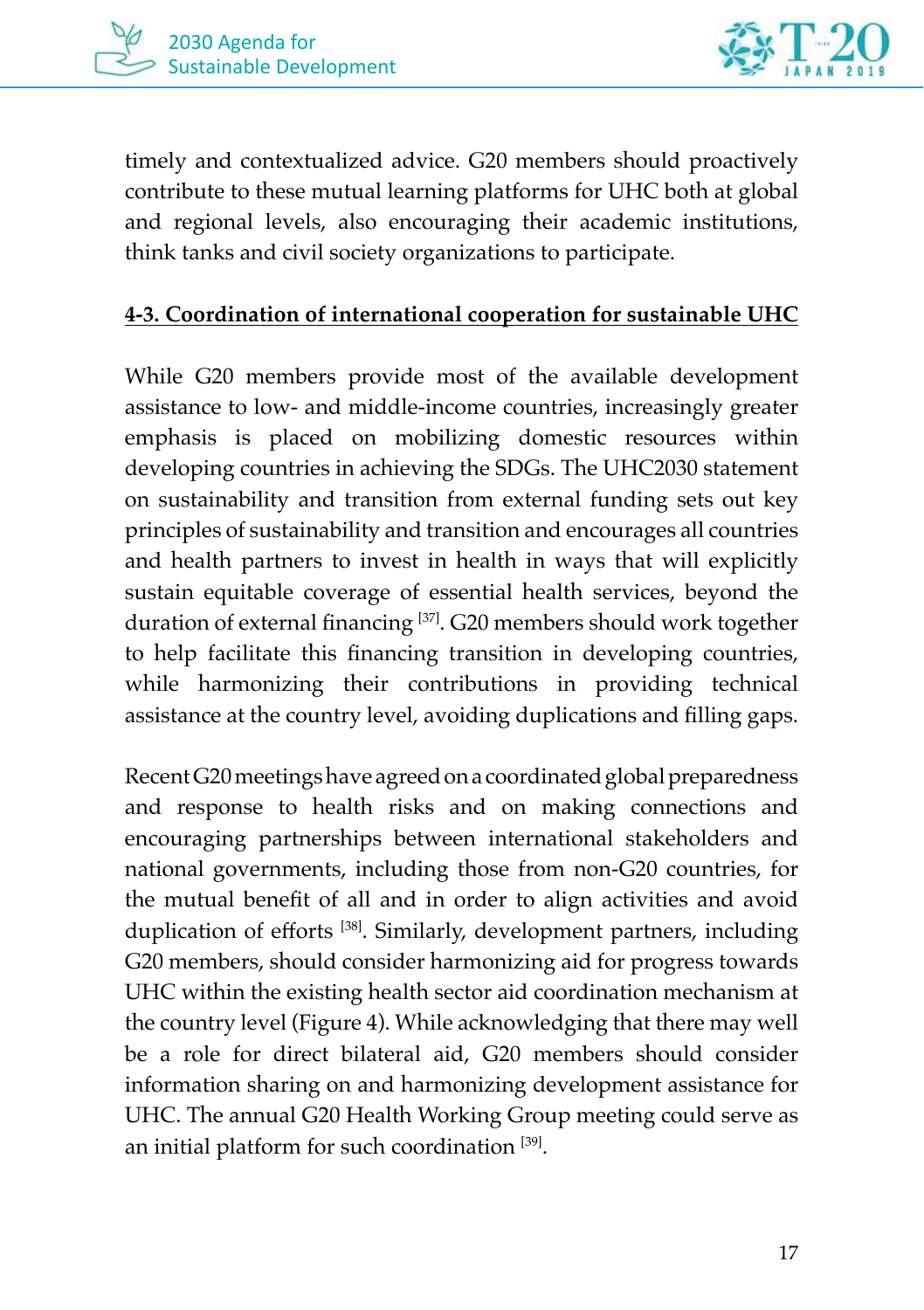timely and contextualized advice. G20 members should proactively contribute to these mutual learning platforms for UHC both at global and regional levels, also encouraging their academic institutions, think tanks and civil society organizations to participate.

### 4-3. Coordination of international cooperation for sustainable UHC

While G20 members provide most of the available development assistance to low- and middle-income countries, increasingly greater emphasis is placed on mobilizing domestic resources within developing countries in achieving the SDGs. The UHC2030 statement on sustainability and transition from external funding sets out key principles of sustainability and transition and encourages all countries and health partners to invest in health in ways that will explicitly sustain equitable coverage of essential health services, beyond the duration of external financing [37]. G20 members should work together to help facilitate this financing transition in developing countries, while harmonizing their contributions in providing technical assistance at the country level, avoiding duplications and filling gaps.

Recent G20 meetings have agreed on a coordinated global preparedness and response to health risks and on making connections and encouraging partnerships between international stakeholders and national governments, including those from non-G20 countries, for the mutual benefit of all and in order to align activities and avoid duplication of efforts [38]. Similarly, development partners, including G20 members, should consider harmonizing aid for progress towards UHC within the existing health sector aid coordination mechanism at the country level (Figure 4). While acknowledging that there may well be a role for direct bilateral aid, G20 members should consider information sharing on and harmonizing development assistance for UHC. The annual G20 Health Working Group meeting could serve as an initial platform for such coordination [39].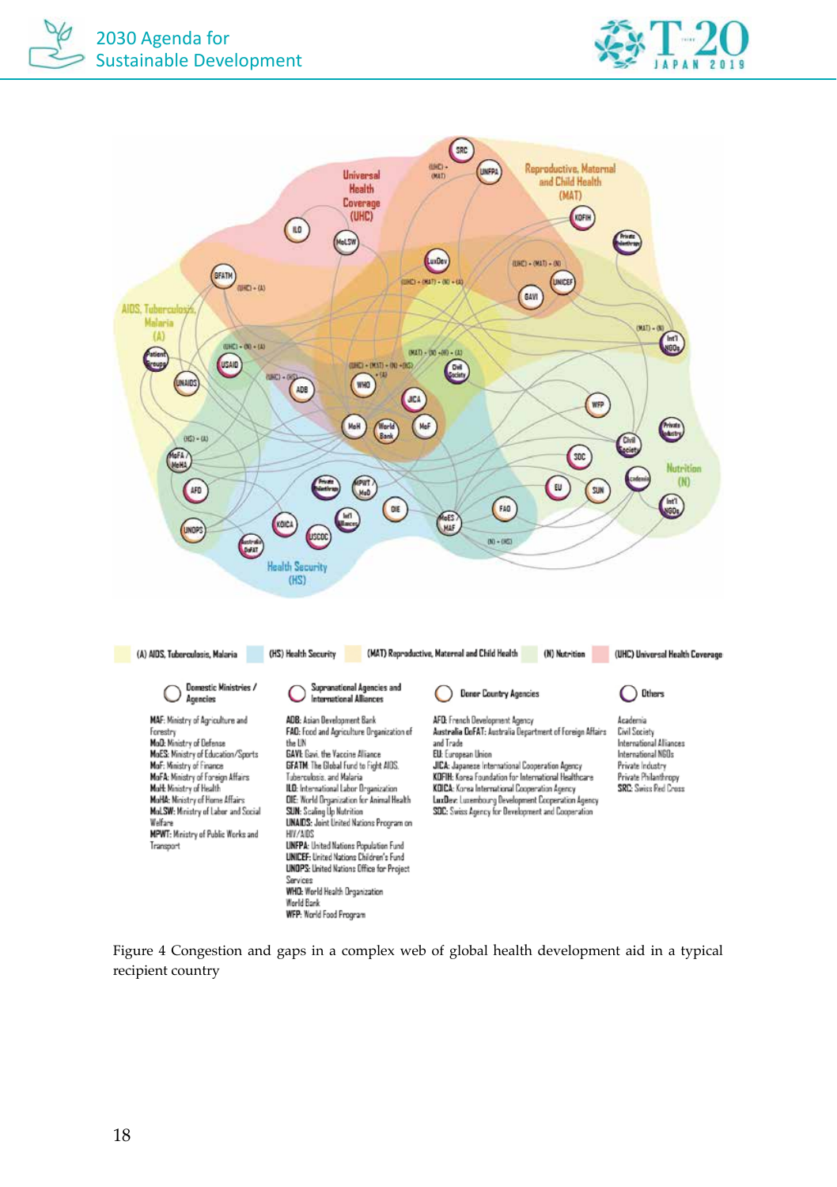(A) AIDS, Tuberculosis, Malaria (HS) Health Security (MAT) Reproductive, Maternal and Child Health (N) Nutrition (UHC) Universal Health Coverage

**Domestic Ministries / Agencies**

**MAF**: Ministry of Agriculture and Forestry
**MoD**: Ministry of Defense
**MoES**: Ministry of Education/Sports
**MoF**: Ministry of Finance
**MoFA**: Ministry of Foreign Affairs
**MoH**: Ministry of Health
**MoHA**: Ministry of Home Affairs
**MoLSW**: Ministry of Labor and Social Welfare
**MPWT**: Ministry of Public Works and Transport

**Supranational Agencies and International Alliances**

**ADB**: Asian Development Bank
**FAO**: Food and Agriculture Organization of the UN
**GAVI**: Gavi, the Vaccine Alliance
**GFATM**: The Global Fund to Fight AIDS, Tuberculosis, and Malaria
**ILO**: International Labor Organization
**OIE**: World Organization for Animal Health
**SUN**: Scaling Up Nutrition
**UNAIDS**: Joint United Nations Program on HIV/AIDS
**UNFPA**: United Nations Population Fund
**UNICEF**: United Nations Children's Fund
**UNOPS**: United Nations Office for Project Services
**WHO**: World Health Organization
World Bank
**WFP**: World Food Program

**Donor Country Agencies**

**AFD**: French Development Agency
**Australia DoFAT**: Australia Department of Foreign Affairs and Trade
**EU**: European Union
**JICA**: Japanese International Cooperation Agency
**KOFIH**: Korea Foundation for International Healthcare
**KOICA**: Korea International Cooperation Agency
**LuxDev**: Luxembourg Development Cooperation Agency
**SDC**: Swiss Agency for Development and Cooperation

**Others**

Academia
Civil Society
International Alliances
International NGOs
Private Industry
Private Philanthropy
**SRC**: Swiss Red Cross

Figure 4 Congestion and gaps in a complex web of global health development aid in a typical recipient country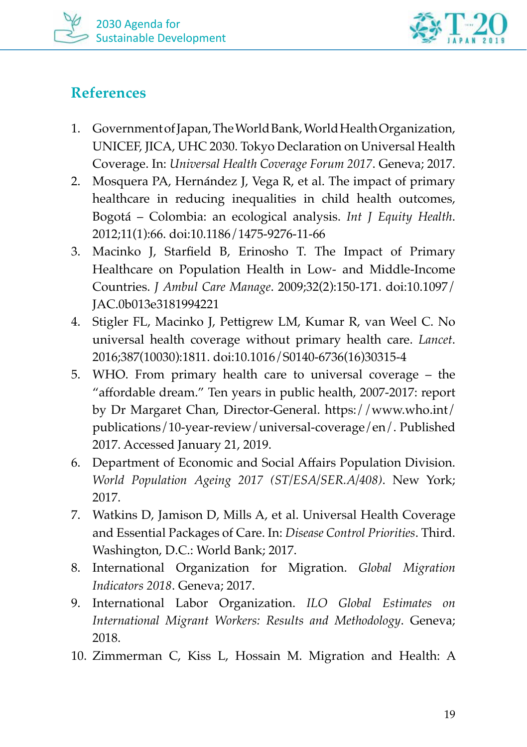## References

1. Government of Japan, The World Bank, World Health Organization, UNICEF, JICA, UHC 2030. Tokyo Declaration on Universal Health Coverage. In: *Universal Health Coverage Forum 2017*. Geneva; 2017.
2. Mosquera PA, Hernández J, Vega R, et al. The impact of primary healthcare in reducing inequalities in child health outcomes, Bogotá – Colombia: an ecological analysis. *Int J Equity Health*. 2012;11(1):66. doi:10.1186/1475-9276-11-66
3. Macinko J, Starfield B, Erinosho T. The Impact of Primary Healthcare on Population Health in Low- and Middle-Income Countries. *J Ambul Care Manage*. 2009;32(2):150-171. doi:10.1097/JAC.0b013e3181994221
4. Stigler FL, Macinko J, Pettigrew LM, Kumar R, van Weel C. No universal health coverage without primary health care. *Lancet*. 2016;387(10030):1811. doi:10.1016/S0140-6736(16)30315-4
5. WHO. From primary health care to universal coverage – the "affordable dream." Ten years in public health, 2007-2017: report by Dr Margaret Chan, Director-General. https://www.who.int/publications/10-year-review/universal-coverage/en/. Published 2017. Accessed January 21, 2019.
6. Department of Economic and Social Affairs Population Division. *World Population Ageing 2017 (ST/ESA/SER.A/408)*. New York; 2017.
7. Watkins D, Jamison D, Mills A, et al. Universal Health Coverage and Essential Packages of Care. In: *Disease Control Priorities*. Third. Washington, D.C.: World Bank; 2017.
8. International Organization for Migration. *Global Migration Indicators 2018*. Geneva; 2017.
9. International Labor Organization. *ILO Global Estimates on International Migrant Workers: Results and Methodology*. Geneva; 2018.
10. Zimmerman C, Kiss L, Hossain M. Migration and Health: A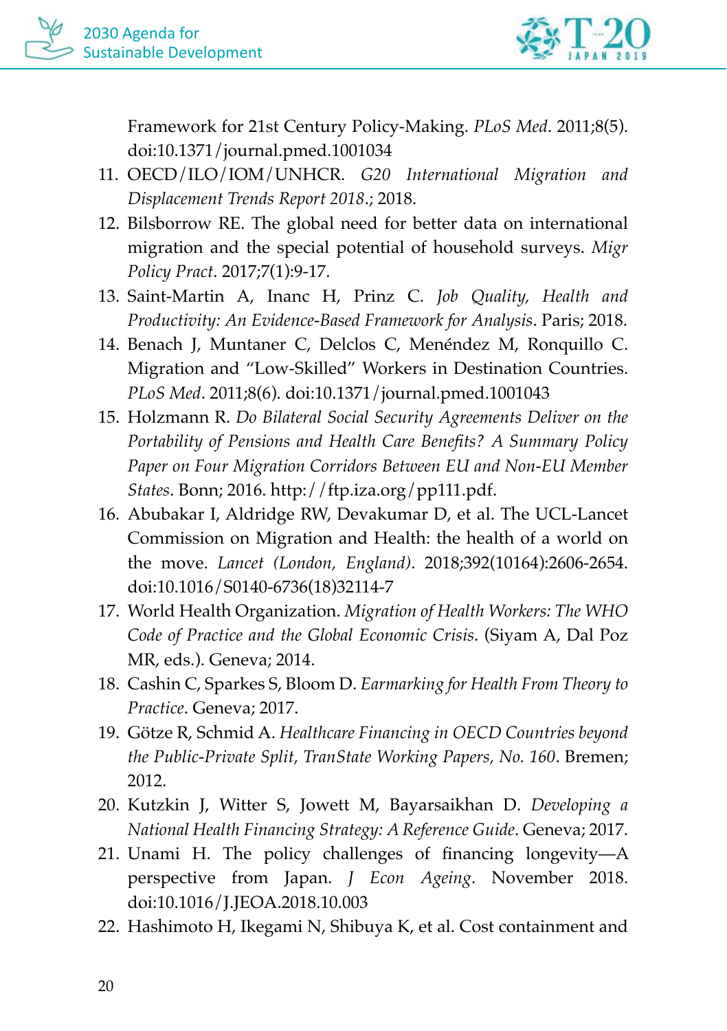Framework for 21st Century Policy-Making. *PLoS Med*. 2011;8(5). doi:10.1371/journal.pmed.1001034

11. OECD/ILO/IOM/UNHCR. *G20 International Migration and Displacement Trends Report 2018*.; 2018.
12. Bilsborrow RE. The global need for better data on international migration and the special potential of household surveys. *Migr Policy Pract*. 2017;7(1):9-17.
13. Saint-Martin A, Inanc H, Prinz C. *Job Quality, Health and Productivity: An Evidence-Based Framework for Analysis*. Paris; 2018.
14. Benach J, Muntaner C, Delclos C, Menéndez M, Ronquillo C. Migration and "Low-Skilled" Workers in Destination Countries. *PLoS Med*. 2011;8(6). doi:10.1371/journal.pmed.1001043
15. Holzmann R. *Do Bilateral Social Security Agreements Deliver on the Portability of Pensions and Health Care Benefits? A Summary Policy Paper on Four Migration Corridors Between EU and Non-EU Member States*. Bonn; 2016. http://ftp.iza.org/pp111.pdf.
16. Abubakar I, Aldridge RW, Devakumar D, et al. The UCL-Lancet Commission on Migration and Health: the health of a world on the move. *Lancet (London, England)*. 2018;392(10164):2606-2654. doi:10.1016/S0140-6736(18)32114-7
17. World Health Organization. *Migration of Health Workers: The WHO Code of Practice and the Global Economic Crisis*. (Siyam A, Dal Poz MR, eds.). Geneva; 2014.
18. Cashin C, Sparkes S, Bloom D. *Earmarking for Health From Theory to Practice*. Geneva; 2017.
19. Götze R, Schmid A. *Healthcare Financing in OECD Countries beyond the Public-Private Split, TranState Working Papers, No. 160*. Bremen; 2012.
20. Kutzkin J, Witter S, Jowett M, Bayarsaikhan D. *Developing a National Health Financing Strategy: A Reference Guide*. Geneva; 2017.
21. Unami H. The policy challenges of financing longevity—A perspective from Japan. *J Econ Ageing*. November 2018. doi:10.1016/J.JEOA.2018.10.003
22. Hashimoto H, Ikegami N, Shibuya K, et al. Cost containment and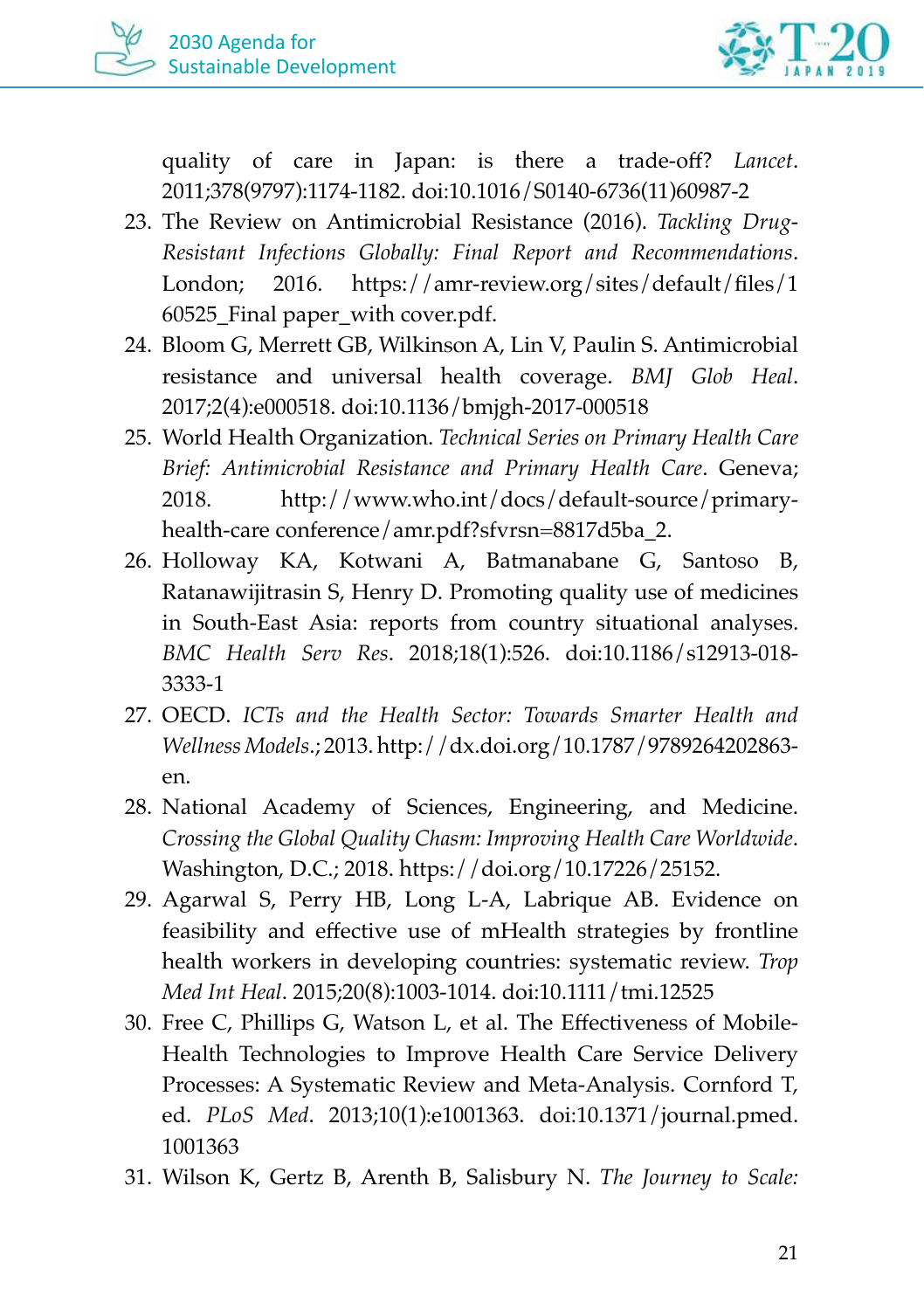quality of care in Japan: is there a trade-off? *Lancet*. 2011;378(9797):1174-1182. doi:10.1016/S0140-6736(11)60987-2

23. The Review on Antimicrobial Resistance (2016). *Tackling Drug-Resistant Infections Globally: Final Report and Recommendations*. London; 2016. https://amr-review.org/sites/default/files/160525_Final paper_with cover.pdf.
24. Bloom G, Merrett GB, Wilkinson A, Lin V, Paulin S. Antimicrobial resistance and universal health coverage. *BMJ Glob Heal*. 2017;2(4):e000518. doi:10.1136/bmjgh-2017-000518
25. World Health Organization. *Technical Series on Primary Health Care Brief: Antimicrobial Resistance and Primary Health Care*. Geneva; 2018. http://www.who.int/docs/default-source/primary-health-care conference/amr.pdf?sfvrsn=8817d5ba_2.
26. Holloway KA, Kotwani A, Batmanabane G, Santoso B, Ratanawijitrasin S, Henry D. Promoting quality use of medicines in South-East Asia: reports from country situational analyses. *BMC Health Serv Res*. 2018;18(1):526. doi:10.1186/s12913-018-3333-1
27. OECD. *ICTs and the Health Sector: Towards Smarter Health and Wellness Models*.; 2013. http://dx.doi.org/10.1787/9789264202863-en.
28. National Academy of Sciences, Engineering, and Medicine. *Crossing the Global Quality Chasm: Improving Health Care Worldwide*. Washington, D.C.; 2018. https://doi.org/10.17226/25152.
29. Agarwal S, Perry HB, Long L-A, Labrique AB. Evidence on feasibility and effective use of mHealth strategies by frontline health workers in developing countries: systematic review. *Trop Med Int Heal*. 2015;20(8):1003-1014. doi:10.1111/tmi.12525
30. Free C, Phillips G, Watson L, et al. The Effectiveness of Mobile-Health Technologies to Improve Health Care Service Delivery Processes: A Systematic Review and Meta-Analysis. Cornford T, ed. *PLoS Med*. 2013;10(1):e1001363. doi:10.1371/journal.pmed.1001363
31. Wilson K, Gertz B, Arenth B, Salisbury N. *The Journey to Scale:*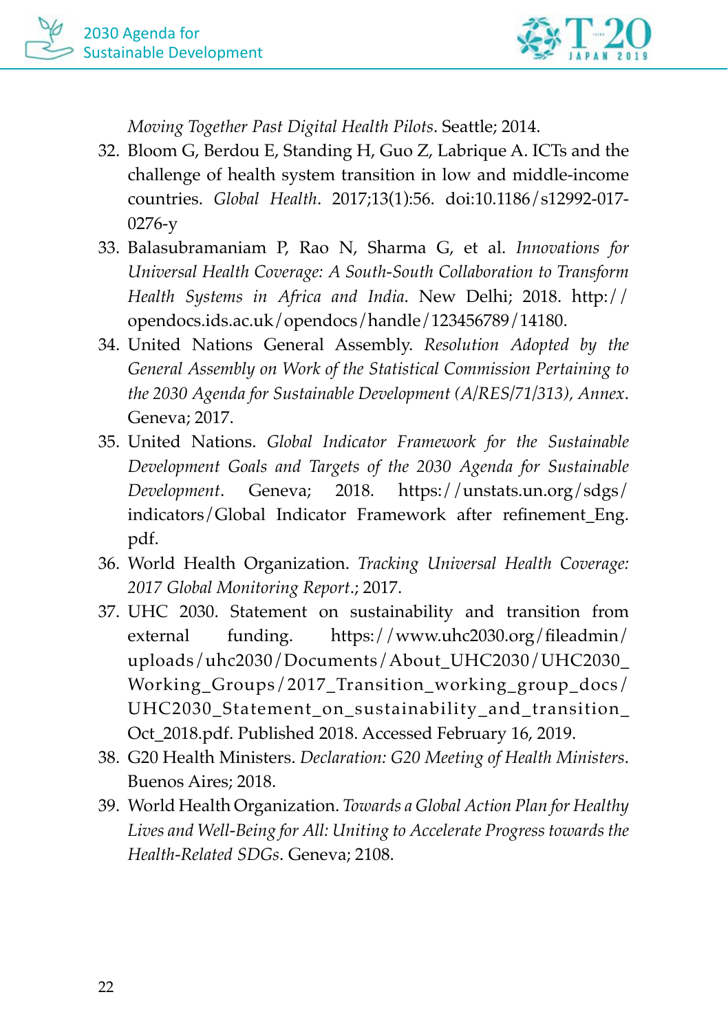*Moving Together Past Digital Health Pilots*. Seattle; 2014.

32. Bloom G, Berdou E, Standing H, Guo Z, Labrique A. ICTs and the challenge of health system transition in low and middle-income countries. *Global Health*. 2017;13(1):56. doi:10.1186/s12992-017-0276-y
33. Balasubramaniam P, Rao N, Sharma G, et al. *Innovations for Universal Health Coverage: A South-South Collaboration to Transform Health Systems in Africa and India*. New Delhi; 2018. http://opendocs.ids.ac.uk/opendocs/handle/123456789/14180.
34. United Nations General Assembly. *Resolution Adopted by the General Assembly on Work of the Statistical Commission Pertaining to the 2030 Agenda for Sustainable Development (A/RES/71/313), Annex*. Geneva; 2017.
35. United Nations. *Global Indicator Framework for the Sustainable Development Goals and Targets of the 2030 Agenda for Sustainable Development*. Geneva; 2018. https://unstats.un.org/sdgs/indicators/Global Indicator Framework after refinement_Eng.pdf.
36. World Health Organization. *Tracking Universal Health Coverage: 2017 Global Monitoring Report*.; 2017.
37. UHC 2030. Statement on sustainability and transition from external funding. https://www.uhc2030.org/fileadmin/uploads/uhc2030/Documents/About_UHC2030/UHC2030_Working_Groups/2017_Transition_working_group_docs/UHC2030_Statement_on_sustainability_and_transition_Oct_2018.pdf. Published 2018. Accessed February 16, 2019.
38. G20 Health Ministers. *Declaration: G20 Meeting of Health Ministers*. Buenos Aires; 2018.
39. World Health Organization. *Towards a Global Action Plan for Healthy Lives and Well-Being for All: Uniting to Accelerate Progress towards the Health-Related SDGs*. Geneva; 2108.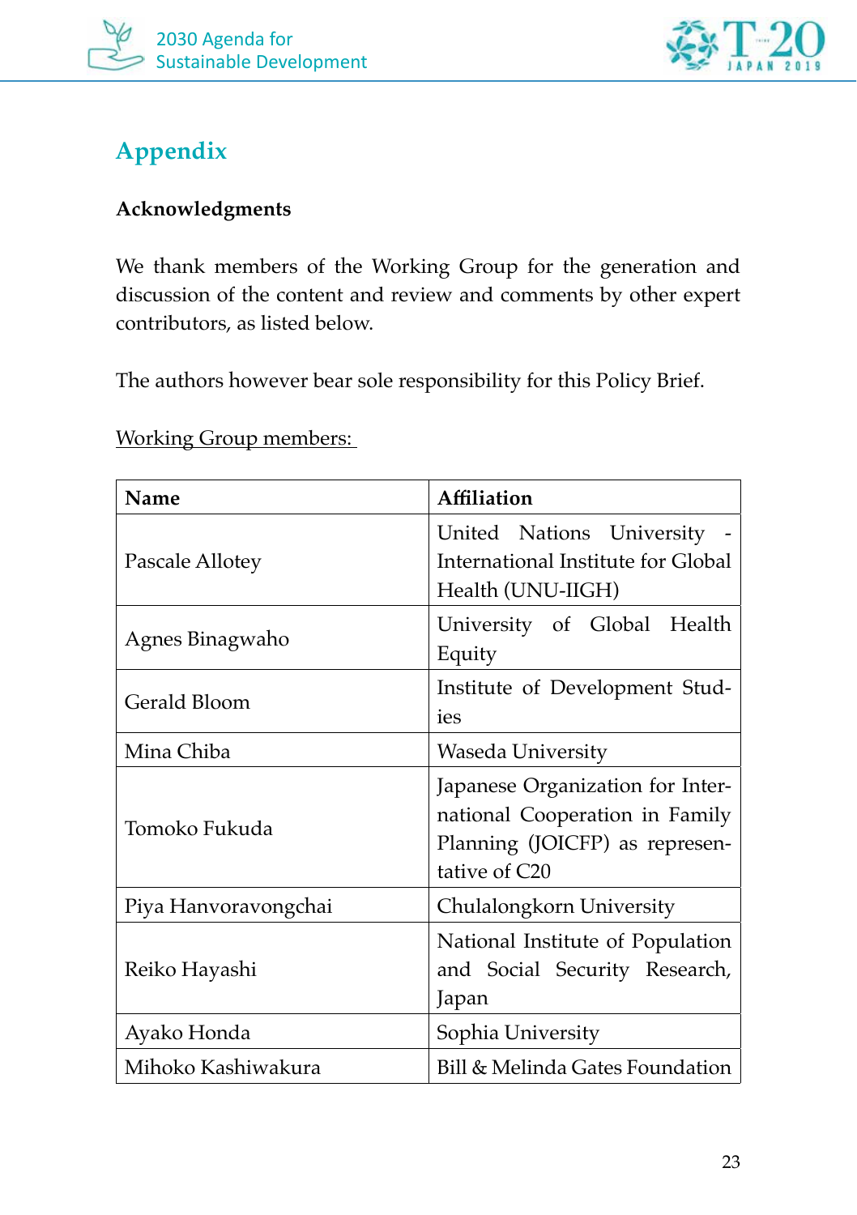# Appendix

**Acknowledgments**

We thank members of the Working Group for the generation and discussion of the content and review and comments by other expert contributors, as listed below.

The authors however bear sole responsibility for this Policy Brief.

Working Group members:

| Name | Affiliation |
|---|---|
| Pascale Allotey | United Nations University - International Institute for Global Health (UNU-IIGH) |
| Agnes Binagwaho | University of Global Health Equity |
| Gerald Bloom | Institute of Development Studies |
| Mina Chiba | Waseda University |
| Tomoko Fukuda | Japanese Organization for International Cooperation in Family Planning (JOICFP) as representative of C20 |
| Piya Hanvoravongchai | Chulalongkorn University |
| Reiko Hayashi | National Institute of Population and Social Security Research, Japan |
| Ayako Honda | Sophia University |
| Mihoko Kashiwakura | Bill & Melinda Gates Foundation |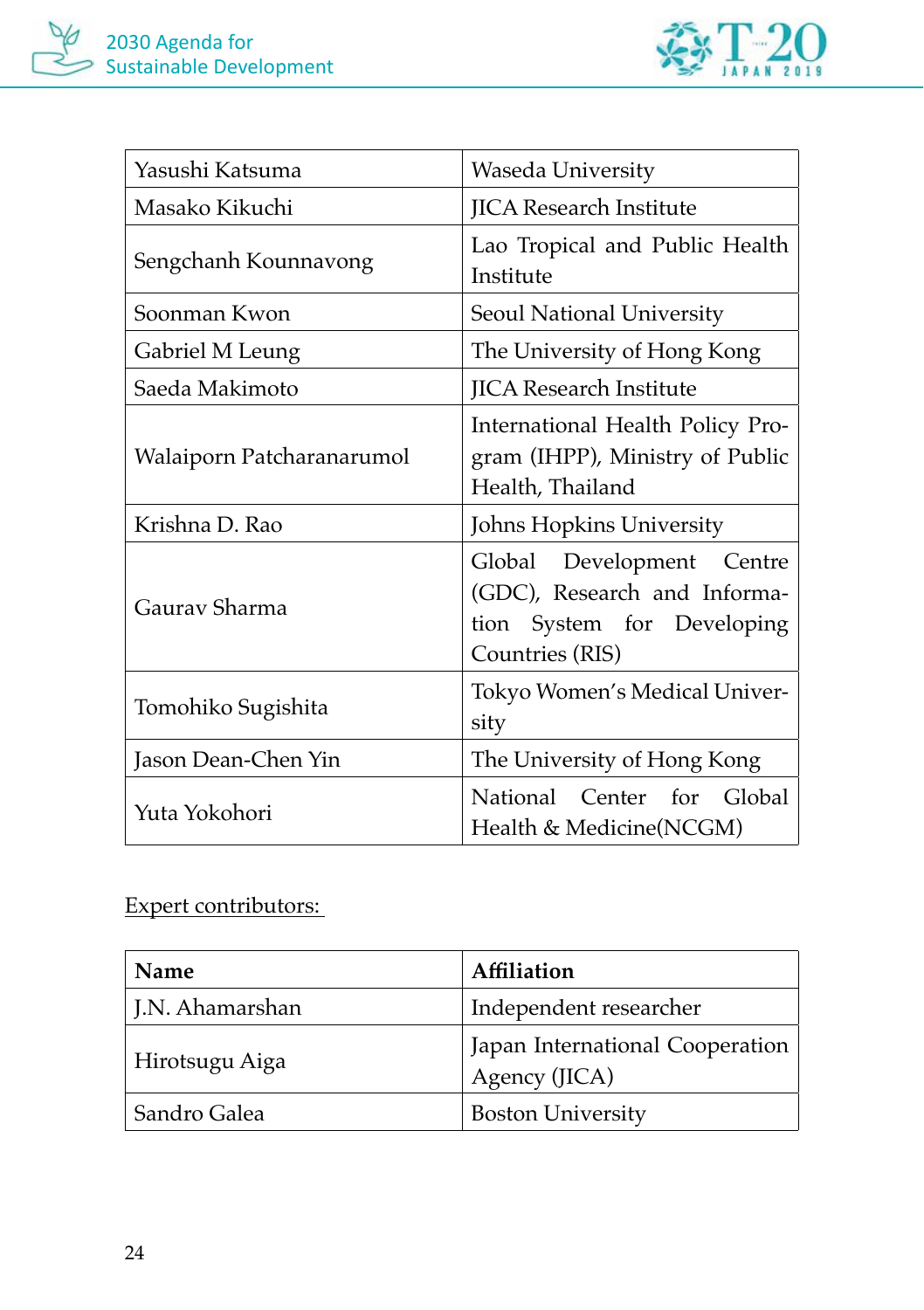| | |
|---|---|
| Yasushi Katsuma | Waseda University |
| Masako Kikuchi | JICA Research Institute |
| Sengchanh Kounnavong | Lao Tropical and Public Health Institute |
| Soonman Kwon | Seoul National University |
| Gabriel M Leung | The University of Hong Kong |
| Saeda Makimoto | JICA Research Institute |
| Walaiporn Patcharanarumol | International Health Policy Program (IHPP), Ministry of Public Health, Thailand |
| Krishna D. Rao | Johns Hopkins University |
| Gaurav Sharma | Global Development Centre (GDC), Research and Information System for Developing Countries (RIS) |
| Tomohiko Sugishita | Tokyo Women's Medical University |
| Jason Dean-Chen Yin | The University of Hong Kong |
| Yuta Yokohori | National Center for Global Health & Medicine(NCGM) |

Expert contributors:

| **Name** | **Affiliation** |
|---|---|
| J.N. Ahamarshan | Independent researcher |
| Hirotsugu Aiga | Japan International Cooperation Agency (JICA) |
| Sandro Galea | Boston University |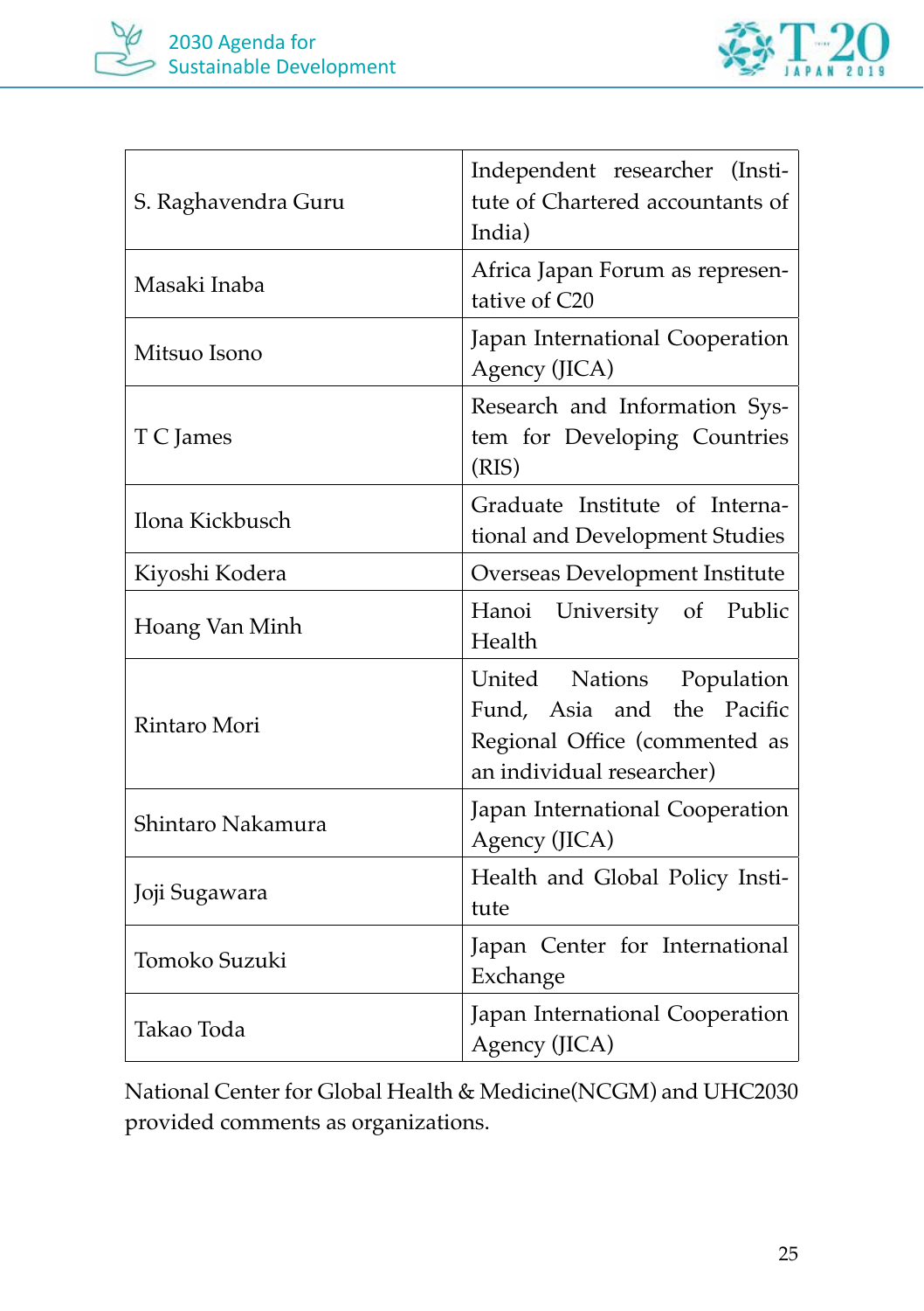| | |
|---|---|
| S. Raghavendra Guru | Independent researcher (Institute of Chartered accountants of India) |
| Masaki Inaba | Africa Japan Forum as representative of C20 |
| Mitsuo Isono | Japan International Cooperation Agency (JICA) |
| T C James | Research and Information System for Developing Countries (RIS) |
| Ilona Kickbusch | Graduate Institute of International and Development Studies |
| Kiyoshi Kodera | Overseas Development Institute |
| Hoang Van Minh | Hanoi University of Public Health |
| Rintaro Mori | United Nations Population Fund, Asia and the Pacific Regional Office (commented as an individual researcher) |
| Shintaro Nakamura | Japan International Cooperation Agency (JICA) |
| Joji Sugawara | Health and Global Policy Institute |
| Tomoko Suzuki | Japan Center for International Exchange |
| Takao Toda | Japan International Cooperation Agency (JICA) |

National Center for Global Health & Medicine(NCGM) and UHC2030 provided comments as organizations.